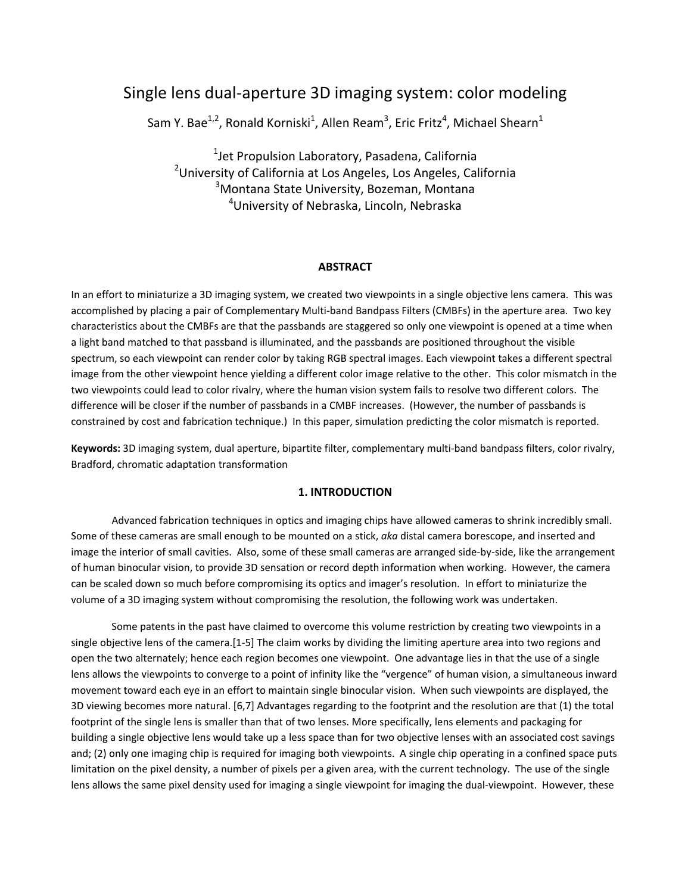# Single lens dual-aperture 3D imaging system: color modeling

Sam Y. Bae[1,2], Ronald Korniski[1], Allen Ream[3], Eric Fritz[4], Michael Shearn[1]

[1]Jet Propulsion Laboratory, Pasadena, California
[2]University of California at Los Angeles, Los Angeles, California
[3]Montana State University, Bozeman, Montana
[4]University of Nebraska, Lincoln, Nebraska

## ABSTRACT

In an effort to miniaturize a 3D imaging system, we created two viewpoints in a single objective lens camera. This was accomplished by placing a pair of Complementary Multi-band Bandpass Filters (CMBFs) in the aperture area. Two key characteristics about the CMBFs are that the passbands are staggered so only one viewpoint is opened at a time when a light band matched to that passband is illuminated, and the passbands are positioned throughout the visible spectrum, so each viewpoint can render color by taking RGB spectral images. Each viewpoint takes a different spectral image from the other viewpoint hence yielding a different color image relative to the other. This color mismatch in the two viewpoints could lead to color rivalry, where the human vision system fails to resolve two different colors. The difference will be closer if the number of passbands in a CMBF increases. (However, the number of passbands is constrained by cost and fabrication technique.) In this paper, simulation predicting the color mismatch is reported.

**Keywords:** 3D imaging system, dual aperture, bipartite filter, complementary multi-band bandpass filters, color rivalry, Bradford, chromatic adaptation transformation

## 1. INTRODUCTION

Advanced fabrication techniques in optics and imaging chips have allowed cameras to shrink incredibly small. Some of these cameras are small enough to be mounted on a stick, *aka* distal camera borescope, and inserted and image the interior of small cavities. Also, some of these small cameras are arranged side-by-side, like the arrangement of human binocular vision, to provide 3D sensation or record depth information when working. However, the camera can be scaled down so much before compromising its optics and imager's resolution. In effort to miniaturize the volume of a 3D imaging system without compromising the resolution, the following work was undertaken.

Some patents in the past have claimed to overcome this volume restriction by creating two viewpoints in a single objective lens of the camera.[1-5] The claim works by dividing the limiting aperture area into two regions and open the two alternately; hence each region becomes one viewpoint. One advantage lies in that the use of a single lens allows the viewpoints to converge to a point of infinity like the "vergence" of human vision, a simultaneous inward movement toward each eye in an effort to maintain single binocular vision. When such viewpoints are displayed, the 3D viewing becomes more natural. [6,7] Advantages regarding to the footprint and the resolution are that (1) the total footprint of the single lens is smaller than that of two lenses. More specifically, lens elements and packaging for building a single objective lens would take up a less space than for two objective lenses with an associated cost savings and; (2) only one imaging chip is required for imaging both viewpoints. A single chip operating in a confined space puts limitation on the pixel density, a number of pixels per a given area, with the current technology. The use of the single lens allows the same pixel density used for imaging a single viewpoint for imaging the dual-viewpoint. However, these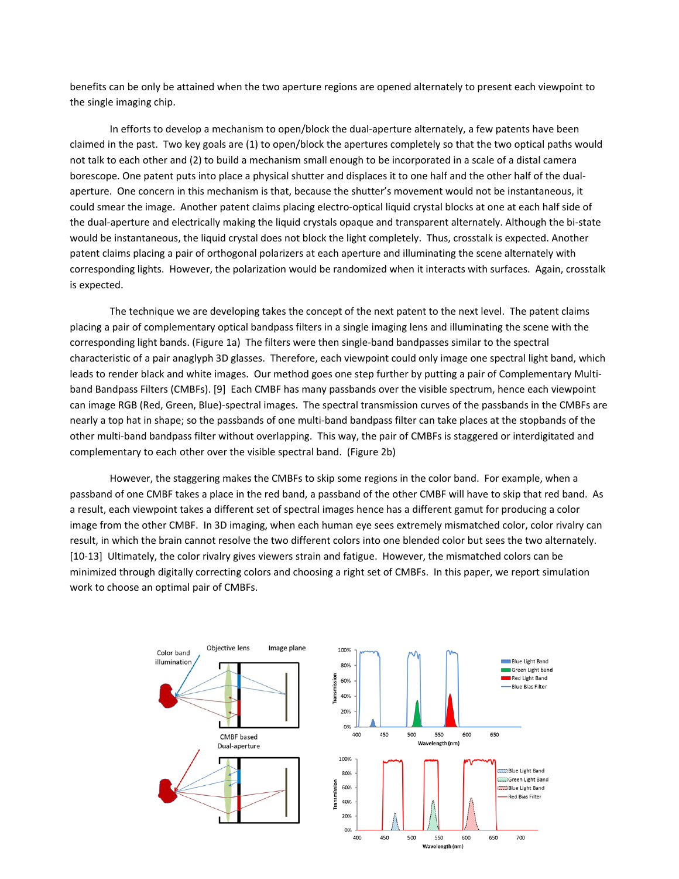benefits can be only be attained when the two aperture regions are opened alternately to present each viewpoint to the single imaging chip.

In efforts to develop a mechanism to open/block the dual-aperture alternately, a few patents have been claimed in the past. Two key goals are (1) to open/block the apertures completely so that the two optical paths would not talk to each other and (2) to build a mechanism small enough to be incorporated in a scale of a distal camera borescope. One patent puts into place a physical shutter and displaces it to one half and the other half of the dual-aperture. One concern in this mechanism is that, because the shutter's movement would not be instantaneous, it could smear the image. Another patent claims placing electro-optical liquid crystal blocks at one at each half side of the dual-aperture and electrically making the liquid crystals opaque and transparent alternately. Although the bi-state would be instantaneous, the liquid crystal does not block the light completely. Thus, crosstalk is expected. Another patent claims placing a pair of orthogonal polarizers at each aperture and illuminating the scene alternately with corresponding lights. However, the polarization would be randomized when it interacts with surfaces. Again, crosstalk is expected.

The technique we are developing takes the concept of the next patent to the next level. The patent claims placing a pair of complementary optical bandpass filters in a single imaging lens and illuminating the scene with the corresponding light bands. (Figure 1a) The filters were then single-band bandpasses similar to the spectral characteristic of a pair anaglyph 3D glasses. Therefore, each viewpoint could only image one spectral light band, which leads to render black and white images. Our method goes one step further by putting a pair of Complementary Multi-band Bandpass Filters (CMBFs). [9] Each CMBF has many passbands over the visible spectrum, hence each viewpoint can image RGB (Red, Green, Blue)-spectral images. The spectral transmission curves of the passbands in the CMBFs are nearly a top hat in shape; so the passbands of one multi-band bandpass filter can take places at the stopbands of the other multi-band bandpass filter without overlapping. This way, the pair of CMBFs is staggered or interdigitated and complementary to each other over the visible spectral band. (Figure 2b)

However, the staggering makes the CMBFs to skip some regions in the color band. For example, when a passband of one CMBF takes a place in the red band, a passband of the other CMBF will have to skip that red band. As a result, each viewpoint takes a different set of spectral images hence has a different gamut for producing a color image from the other CMBF. In 3D imaging, when each human eye sees extremely mismatched color, color rivalry can result, in which the brain cannot resolve the two different colors into one blended color but sees the two alternately. [10-13] Ultimately, the color rivalry gives viewers strain and fatigue. However, the mismatched colors can be minimized through digitally correcting colors and choosing a right set of CMBFs. In this paper, we report simulation work to choose an optimal pair of CMBFs.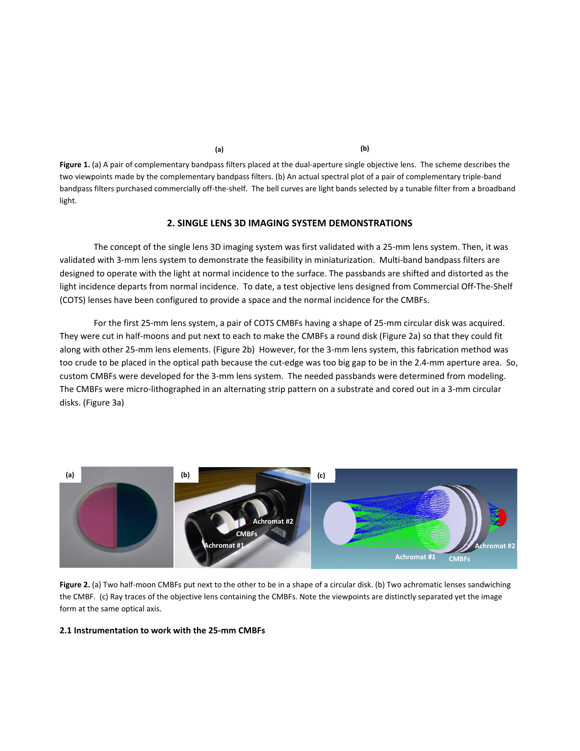(a) (b)

**Figure 1.** (a) A pair of complementary bandpass filters placed at the dual-aperture single objective lens. The scheme describes the two viewpoints made by the complementary bandpass filters. (b) An actual spectral plot of a pair of complementary triple-band bandpass filters purchased commercially off-the-shelf. The bell curves are light bands selected by a tunable filter from a broadband light.

## 2. SINGLE LENS 3D IMAGING SYSTEM DEMONSTRATIONS

The concept of the single lens 3D imaging system was first validated with a 25-mm lens system. Then, it was validated with 3-mm lens system to demonstrate the feasibility in miniaturization. Multi-band bandpass filters are designed to operate with the light at normal incidence to the surface. The passbands are shifted and distorted as the light incidence departs from normal incidence. To date, a test objective lens designed from Commercial Off-The-Shelf (COTS) lenses have been configured to provide a space and the normal incidence for the CMBFs.

For the first 25-mm lens system, a pair of COTS CMBFs having a shape of 25-mm circular disk was acquired. They were cut in half-moons and put next to each to make the CMBFs a round disk (Figure 2a) so that they could fit along with other 25-mm lens elements. (Figure 2b) However, for the 3-mm lens system, this fabrication method was too crude to be placed in the optical path because the cut-edge was too big gap to be in the 2.4-mm aperture area. So, custom CMBFs were developed for the 3-mm lens system. The needed passbands were determined from modeling. The CMBFs were micro-lithographed in an alternating strip pattern on a substrate and cored out in a 3-mm circular disks. (Figure 3a)

(a) (b) Achromat #2 CMBFs Achromat #1 (c) Achromat #2 Achromat #1 CMBFs

**Figure 2.** (a) Two half-moon CMBFs put next to the other to be in a shape of a circular disk. (b) Two achromatic lenses sandwiching the CMBF. (c) Ray traces of the objective lens containing the CMBFs. Note the viewpoints are distinctly separated yet the image form at the same optical axis.

### 2.1 Instrumentation to work with the 25-mm CMBFs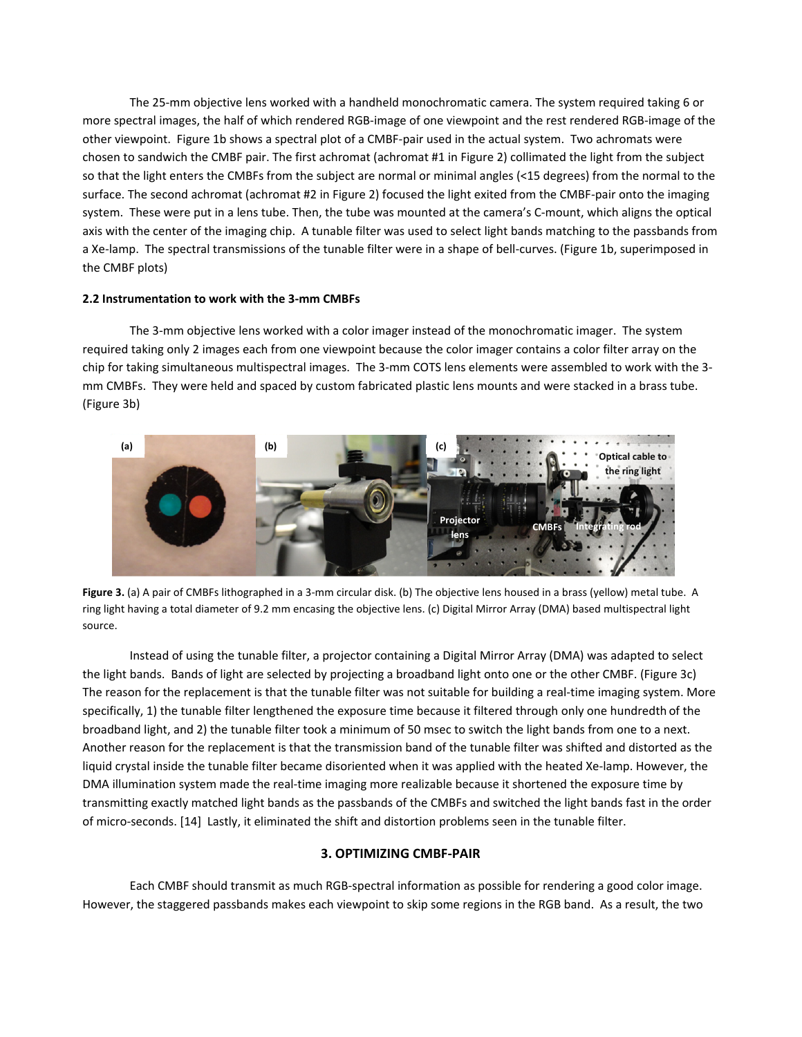The 25-mm objective lens worked with a handheld monochromatic camera. The system required taking 6 or more spectral images, the half of which rendered RGB-image of one viewpoint and the rest rendered RGB-image of the other viewpoint. Figure 1b shows a spectral plot of a CMBF-pair used in the actual system. Two achromats were chosen to sandwich the CMBF pair. The first achromat (achromat #1 in Figure 2) collimated the light from the subject so that the light enters the CMBFs from the subject are normal or minimal angles (<15 degrees) from the normal to the surface. The second achromat (achromat #2 in Figure 2) focused the light exited from the CMBF-pair onto the imaging system. These were put in a lens tube. Then, the tube was mounted at the camera's C-mount, which aligns the optical axis with the center of the imaging chip. A tunable filter was used to select light bands matching to the passbands from a Xe-lamp. The spectral transmissions of the tunable filter were in a shape of bell-curves. (Figure 1b, superimposed in the CMBF plots)

### 2.2 Instrumentation to work with the 3-mm CMBFs

The 3-mm objective lens worked with a color imager instead of the monochromatic imager. The system required taking only 2 images each from one viewpoint because the color imager contains a color filter array on the chip for taking simultaneous multispectral images. The 3-mm COTS lens elements were assembled to work with the 3-mm CMBFs. They were held and spaced by custom fabricated plastic lens mounts and were stacked in a brass tube. (Figure 3b)

**Figure 3.** (a) A pair of CMBFs lithographed in a 3-mm circular disk. (b) The objective lens housed in a brass (yellow) metal tube. A ring light having a total diameter of 9.2 mm encasing the objective lens. (c) Digital Mirror Array (DMA) based multispectral light source.

Instead of using the tunable filter, a projector containing a Digital Mirror Array (DMA) was adapted to select the light bands. Bands of light are selected by projecting a broadband light onto one or the other CMBF. (Figure 3c) The reason for the replacement is that the tunable filter was not suitable for building a real-time imaging system. More specifically, 1) the tunable filter lengthened the exposure time because it filtered through only one hundredth of the broadband light, and 2) the tunable filter took a minimum of 50 msec to switch the light bands from one to a next. Another reason for the replacement is that the transmission band of the tunable filter was shifted and distorted as the liquid crystal inside the tunable filter became disoriented when it was applied with the heated Xe-lamp. However, the DMA illumination system made the real-time imaging more realizable because it shortened the exposure time by transmitting exactly matched light bands as the passbands of the CMBFs and switched the light bands fast in the order of micro-seconds. [14] Lastly, it eliminated the shift and distortion problems seen in the tunable filter.

## 3. OPTIMIZING CMBF-PAIR

Each CMBF should transmit as much RGB-spectral information as possible for rendering a good color image. However, the staggered passbands makes each viewpoint to skip some regions in the RGB band. As a result, the two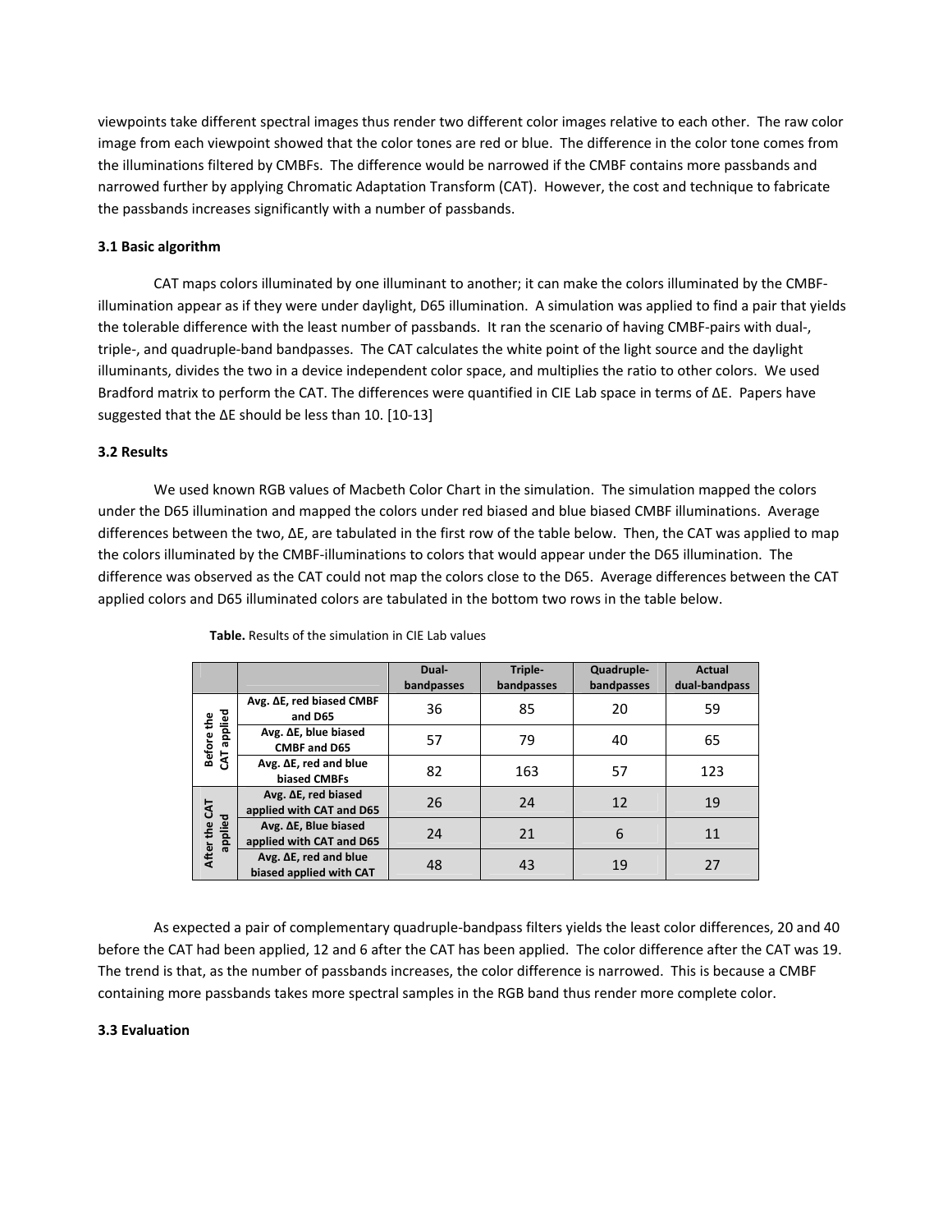viewpoints take different spectral images thus render two different color images relative to each other. The raw color image from each viewpoint showed that the color tones are red or blue. The difference in the color tone comes from the illuminations filtered by CMBFs. The difference would be narrowed if the CMBF contains more passbands and narrowed further by applying Chromatic Adaptation Transform (CAT). However, the cost and technique to fabricate the passbands increases significantly with a number of passbands.

### 3.1 Basic algorithm

CAT maps colors illuminated by one illuminant to another; it can make the colors illuminated by the CMBF-illumination appear as if they were under daylight, D65 illumination. A simulation was applied to find a pair that yields the tolerable difference with the least number of passbands. It ran the scenario of having CMBF-pairs with dual-, triple-, and quadruple-band bandpasses. The CAT calculates the white point of the light source and the daylight illuminants, divides the two in a device independent color space, and multiplies the ratio to other colors. We used Bradford matrix to perform the CAT. The differences were quantified in CIE Lab space in terms of ΔE. Papers have suggested that the ΔE should be less than 10. [10-13]

### 3.2 Results

We used known RGB values of Macbeth Color Chart in the simulation. The simulation mapped the colors under the D65 illumination and mapped the colors under red biased and blue biased CMBF illuminations. Average differences between the two, ΔE, are tabulated in the first row of the table below. Then, the CAT was applied to map the colors illuminated by the CMBF-illuminations to colors that would appear under the D65 illumination. The difference was observed as the CAT could not map the colors close to the D65. Average differences between the CAT applied colors and D65 illuminated colors are tabulated in the bottom two rows in the table below.

**Table.** Results of the simulation in CIE Lab values

| | | Dual-bandpasses | Triple-bandpasses | Quadruple-bandpasses | Actual dual-bandpass |
|---|---|---|---|---|---|
| Before the CAT applied | Avg. ΔE, red biased CMBF and D65 | 36 | 85 | 20 | 59 |
| | Avg. ΔE, blue biased CMBF and D65 | 57 | 79 | 40 | 65 |
| | Avg. ΔE, red and blue biased CMBFs | 82 | 163 | 57 | 123 |
| After the CAT applied | Avg. ΔE, red biased applied with CAT and D65 | 26 | 24 | 12 | 19 |
| | Avg. ΔE, Blue biased applied with CAT and D65 | 24 | 21 | 6 | 11 |
| | Avg. ΔE, red and blue biased applied with CAT | 48 | 43 | 19 | 27 |

As expected a pair of complementary quadruple-bandpass filters yields the least color differences, 20 and 40 before the CAT had been applied, 12 and 6 after the CAT has been applied. The color difference after the CAT was 19. The trend is that, as the number of passbands increases, the color difference is narrowed. This is because a CMBF containing more passbands takes more spectral samples in the RGB band thus render more complete color.

### 3.3 Evaluation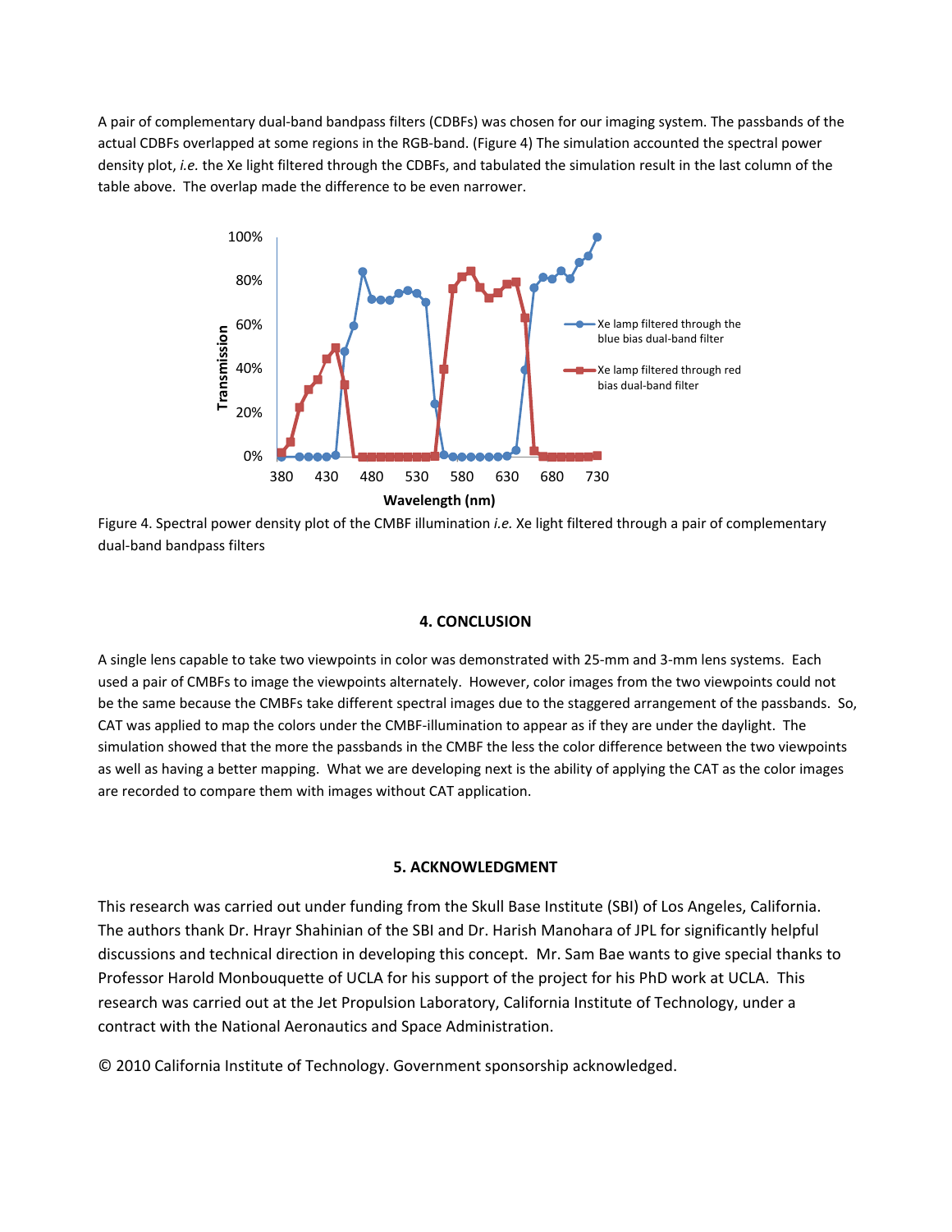A pair of complementary dual-band bandpass filters (CDBFs) was chosen for our imaging system. The passbands of the actual CDBFs overlapped at some regions in the RGB-band. (Figure 4) The simulation accounted the spectral power density plot, *i.e.* the Xe light filtered through the CDBFs, and tabulated the simulation result in the last column of the table above. The overlap made the difference to be even narrower.

100%
80%
60%
40%
20%
0%
Transmission
380 430 480 530 580 630 680 730
Wavelength (nm)
Xe lamp filtered through the blue bias dual-band filter
Xe lamp filtered through red bias dual-band filter

Figure 4. Spectral power density plot of the CMBF illumination *i.e.* Xe light filtered through a pair of complementary dual-band bandpass filters

## 4. CONCLUSION

A single lens capable to take two viewpoints in color was demonstrated with 25-mm and 3-mm lens systems. Each used a pair of CMBFs to image the viewpoints alternately. However, color images from the two viewpoints could not be the same because the CMBFs take different spectral images due to the staggered arrangement of the passbands. So, CAT was applied to map the colors under the CMBF-illumination to appear as if they are under the daylight. The simulation showed that the more the passbands in the CMBF the less the color difference between the two viewpoints as well as having a better mapping. What we are developing next is the ability of applying the CAT as the color images are recorded to compare them with images without CAT application.

## 5. ACKNOWLEDGMENT

This research was carried out under funding from the Skull Base Institute (SBI) of Los Angeles, California. The authors thank Dr. Hrayr Shahinian of the SBI and Dr. Harish Manohara of JPL for significantly helpful discussions and technical direction in developing this concept. Mr. Sam Bae wants to give special thanks to Professor Harold Monbouquette of UCLA for his support of the project for his PhD work at UCLA. This research was carried out at the Jet Propulsion Laboratory, California Institute of Technology, under a contract with the National Aeronautics and Space Administration.

© 2010 California Institute of Technology. Government sponsorship acknowledged.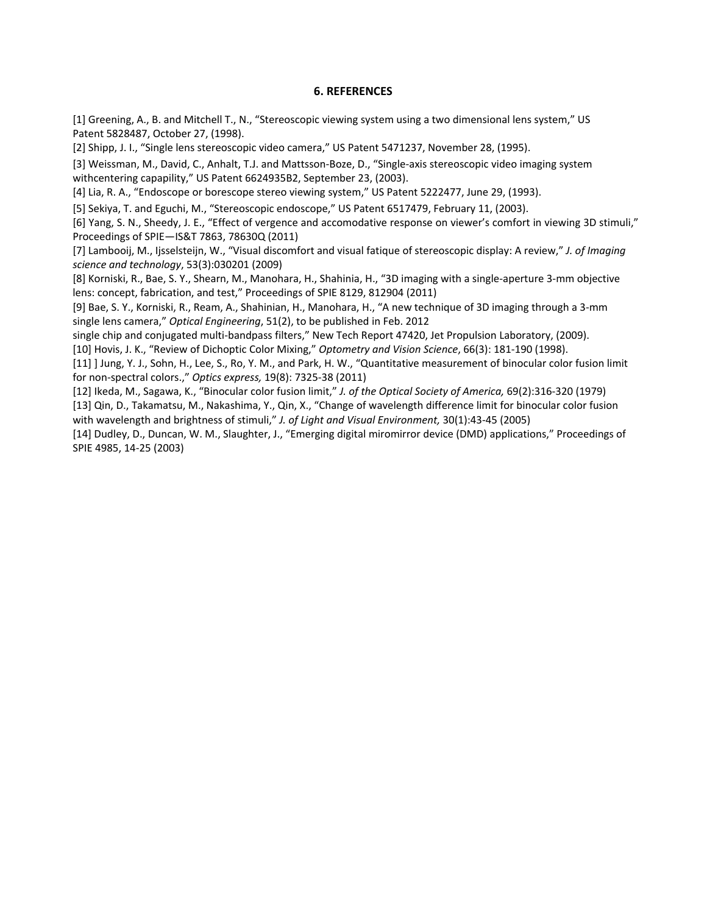## 6. REFERENCES

[1] Greening, A., B. and Mitchell T., N., "Stereoscopic viewing system using a two dimensional lens system," US Patent 5828487, October 27, (1998).

[2] Shipp, J. I., "Single lens stereoscopic video camera," US Patent 5471237, November 28, (1995).

[3] Weissman, M., David, C., Anhalt, T.J. and Mattsson-Boze, D., "Single-axis stereoscopic video imaging system withcentering capapility," US Patent 6624935B2, September 23, (2003).

[4] Lia, R. A., "Endoscope or borescope stereo viewing system," US Patent 5222477, June 29, (1993).

[5] Sekiya, T. and Eguchi, M., "Stereoscopic endoscope," US Patent 6517479, February 11, (2003).

[6] Yang, S. N., Sheedy, J. E., "Effect of vergence and accomodative response on viewer's comfort in viewing 3D stimuli," Proceedings of SPIE—IS&T 7863, 78630Q (2011)

[7] Lambooij, M., Ijsselsteijn, W., "Visual discomfort and visual fatique of stereoscopic display: A review," *J. of Imaging science and technology*, 53(3):030201 (2009)

[8] Korniski, R., Bae, S. Y., Shearn, M., Manohara, H., Shahinia, H., "3D imaging with a single-aperture 3-mm objective lens: concept, fabrication, and test," Proceedings of SPIE 8129, 812904 (2011)

[9] Bae, S. Y., Korniski, R., Ream, A., Shahinian, H., Manohara, H., "A new technique of 3D imaging through a 3-mm single lens camera," *Optical Engineering*, 51(2), to be published in Feb. 2012
single chip and conjugated multi-bandpass filters," New Tech Report 47420, Jet Propulsion Laboratory, (2009).

[10] Hovis, J. K., "Review of Dichoptic Color Mixing," *Optometry and Vision Science*, 66(3): 181-190 (1998).

[11] ] Jung, Y. J., Sohn, H., Lee, S., Ro, Y. M., and Park, H. W., "Quantitative measurement of binocular color fusion limit for non-spectral colors.," *Optics express,* 19(8): 7325-38 (2011)

[12] Ikeda, M., Sagawa, K., "Binocular color fusion limit," *J. of the Optical Society of America,* 69(2):316-320 (1979)

[13] Qin, D., Takamatsu, M., Nakashima, Y., Qin, X., "Change of wavelength difference limit for binocular color fusion with wavelength and brightness of stimuli," *J. of Light and Visual Environment,* 30(1):43-45 (2005)

[14] Dudley, D., Duncan, W. M., Slaughter, J., "Emerging digital miromirror device (DMD) applications," Proceedings of SPIE 4985, 14-25 (2003)